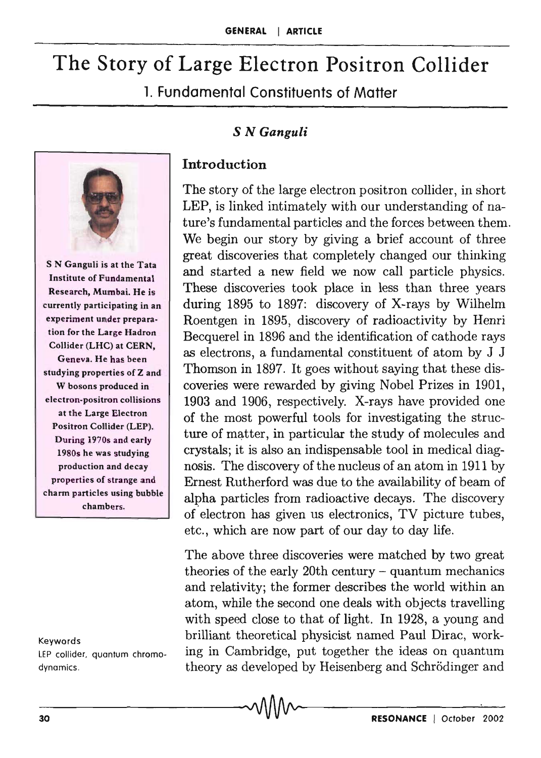# The Story of Large Electron Positron Collider

## 1. Fundamental Constituents of Matter

*S N Ganguli*

S N Ganguli is at the Tata Institute of Fundamental Research, Mumbai. He is currently participating in an experiment under preparation for the Large Hadron Collider (LHC) at CERN, Geneva. He has been studying properties of Z and W bosons produced in electron-positron collisions at the Large Electron Positron Collider (LEP). During 1970s and early 1980s he was studying production and decay properties of strange and charm particles using bubble chambers.

Keywords

LEP collider, quantum chromodynamics.

### Introduction

The story of the large electron positron collider, in short LEP, is linked intimately with our understanding of nature's fundamental particles and the forces between them. We begin our story by giving a brief account of three great discoveries that completely changed our thinking and started a new field we now call particle physics. These discoveries took place in less than three years during 1895 to 1897: discovery of X-rays by Wilhelm Roentgen in 1895, discovery of radioactivity by Henri Becquerel in 1896 and the identification of cathode rays as electrons, a fundamental constituent of atom by J J Thomson in 1897. It goes without saying that these discoveries were rewarded by giving Nobel Prizes in 1901, 1903 and 1906, respectively. X-rays have provided one of the most powerful tools for investigating the structure of matter, in particular the study of molecules and crystals; it is also an indispensable tool in medical diagnosis. The discovery of the nucleus of an atom in 1911 by Ernest Rutherford was due to the availability of beam of alpha particles from radioactive decays. The discovery of electron has given us electronics, TV picture tubes, etc., which are now part of our day to day life.

The above three discoveries were matched by two great theories of the early 20th century – quantum mechanics and relativity; the former describes the world within an atom, while the second one deals with objects travelling with speed close to that of light. In 1928, a young and brilliant theoretical physicist named Paul Dirac, working in Cambridge, put together the ideas on quantum theory as developed by Heisenberg and Schrödinger and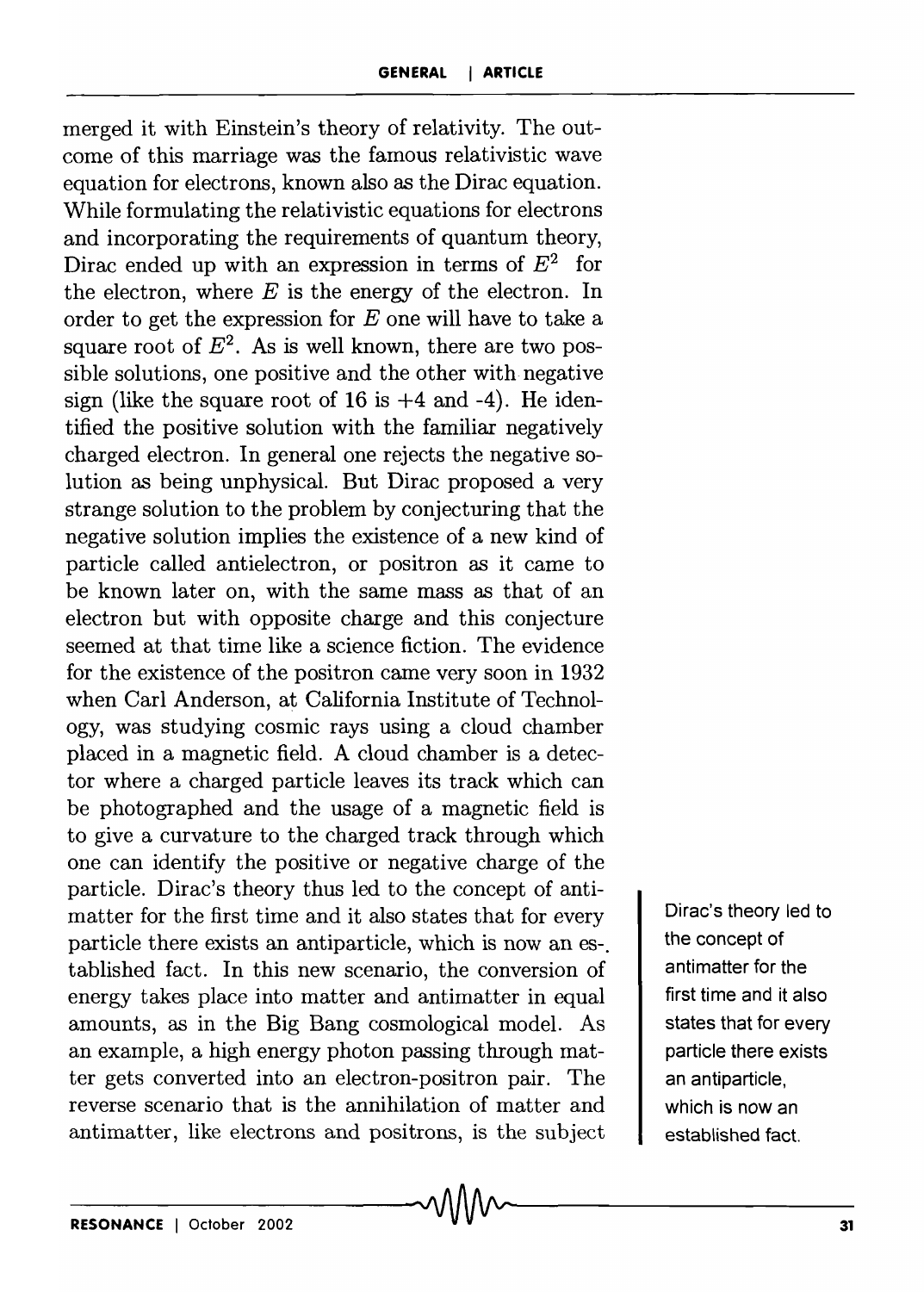merged it with Einstein's theory of relativity. The outcome of this marriage was the famous relativistic wave equation for electrons, known also as the Dirac equation. While formulating the relativistic equations for electrons and incorporating the requirements of quantum theory, Dirac ended up with an expression in terms of $E^2$ for the electron, where $E$ is the energy of the electron. In order to get the expression for $E$ one will have to take a square root of $E^2$. As is well known, there are two possible solutions, one positive and the other with negative sign (like the square root of 16 is +4 and -4). He identified the positive solution with the familiar negatively charged electron. In general one rejects the negative solution as being unphysical. But Dirac proposed a very strange solution to the problem by conjecturing that the negative solution implies the existence of a new kind of particle called antielectron, or positron as it came to be known later on, with the same mass as that of an electron but with opposite charge and this conjecture seemed at that time like a science fiction. The evidence for the existence of the positron came very soon in 1932 when Carl Anderson, at California Institute of Technology, was studying cosmic rays using a cloud chamber placed in a magnetic field. A cloud chamber is a detector where a charged particle leaves its track which can be photographed and the usage of a magnetic field is to give a curvature to the charged track through which one can identify the positive or negative charge of the particle. Dirac's theory thus led to the concept of antimatter for the first time and it also states that for every particle there exists an antiparticle, which is now an established fact. In this new scenario, the conversion of energy takes place into matter and antimatter in equal amounts, as in the Big Bang cosmological model. As an example, a high energy photon passing through matter gets converted into an electron-positron pair. The reverse scenario that is the annihilation of matter and antimatter, like electrons and positrons, is the subject

Dirac's theory led to the concept of antimatter for the first time and it also states that for every particle there exists an antiparticle, which is now an established fact.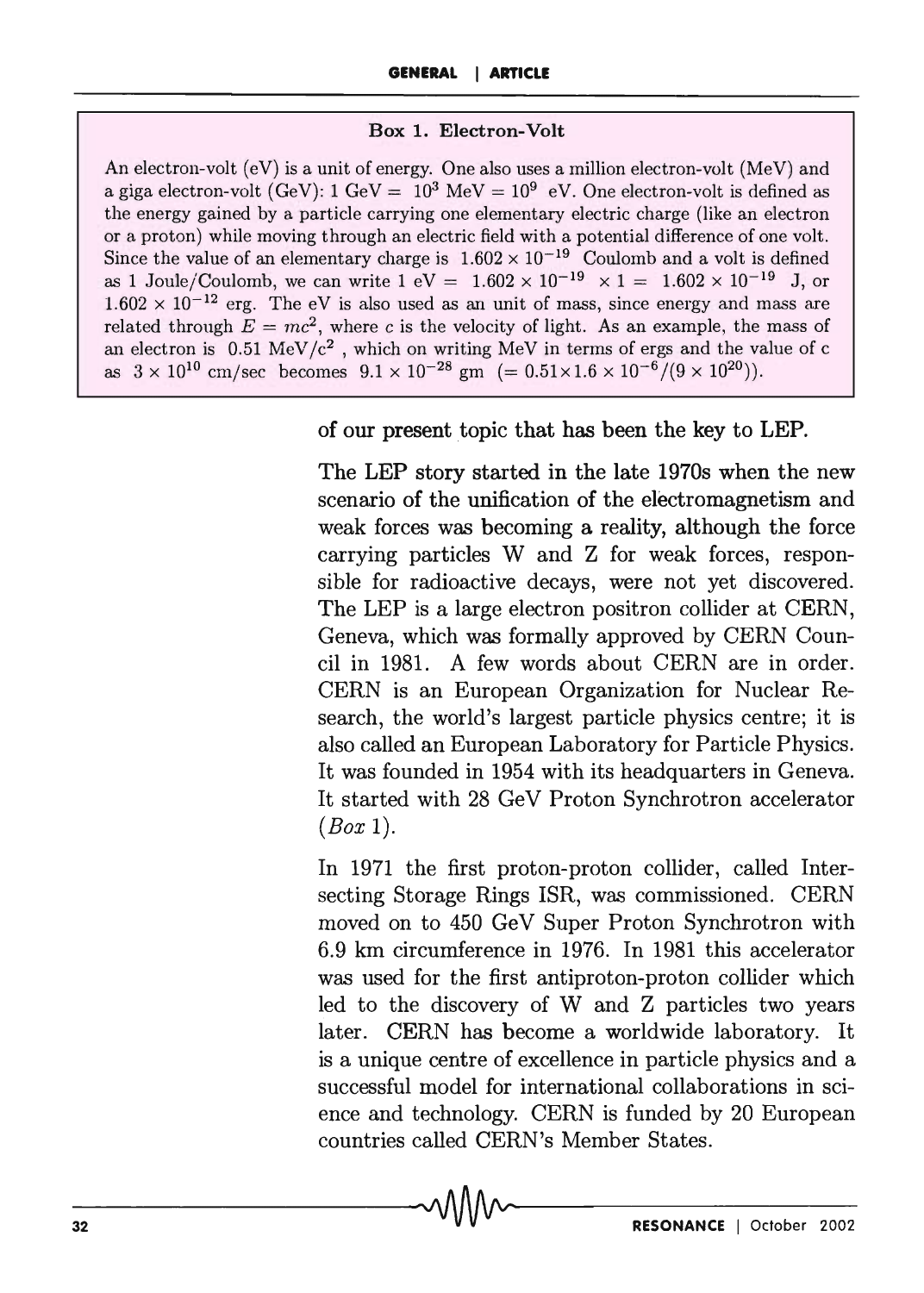**Box 1. Electron-Volt**

An electron-volt (eV) is a unit of energy. One also uses a million electron-volt (MeV) and a giga electron-volt (GeV): 1 GeV = $10^3$ MeV = $10^9$ eV. One electron-volt is defined as the energy gained by a particle carrying one elementary electric charge (like an electron or a proton) while moving through an electric field with a potential difference of one volt. Since the value of an elementary charge is $1.602 \times 10^{-19}$ Coulomb and a volt is defined as 1 Joule/Coulomb, we can write 1 eV = $1.602 \times 10^{-19} \times 1 = 1.602 \times 10^{-19}$ J, or $1.602 \times 10^{-12}$ erg. The eV is also used as an unit of mass, since energy and mass are related through $E = mc^2$, where $c$ is the velocity of light. As an example, the mass of an electron is 0.51 MeV/$c^2$, which on writing MeV in terms of ergs and the value of c as $3 \times 10^{10}$ cm/sec becomes $9.1 \times 10^{-28}$ gm $(= 0.51 \times 1.6 \times 10^{-6}/(9 \times 10^{20}))$.

of our present topic that has been the key to LEP.

The LEP story started in the late 1970s when the new scenario of the unification of the electromagnetism and weak forces was becoming a reality, although the force carrying particles W and Z for weak forces, responsible for radioactive decays, were not yet discovered. The LEP is a large electron positron collider at CERN, Geneva, which was formally approved by CERN Council in 1981. A few words about CERN are in order. CERN is an European Organization for Nuclear Research, the world's largest particle physics centre; it is also called an European Laboratory for Particle Physics. It was founded in 1954 with its headquarters in Geneva. It started with 28 GeV Proton Synchrotron accelerator (*Box* 1).

In 1971 the first proton-proton collider, called Intersecting Storage Rings ISR, was commissioned. CERN moved on to 450 GeV Super Proton Synchrotron with 6.9 km circumference in 1976. In 1981 this accelerator was used for the first antiproton-proton collider which led to the discovery of W and Z particles two years later. CERN has become a worldwide laboratory. It is a unique centre of excellence in particle physics and a successful model for international collaborations in science and technology. CERN is funded by 20 European countries called CERN's Member States.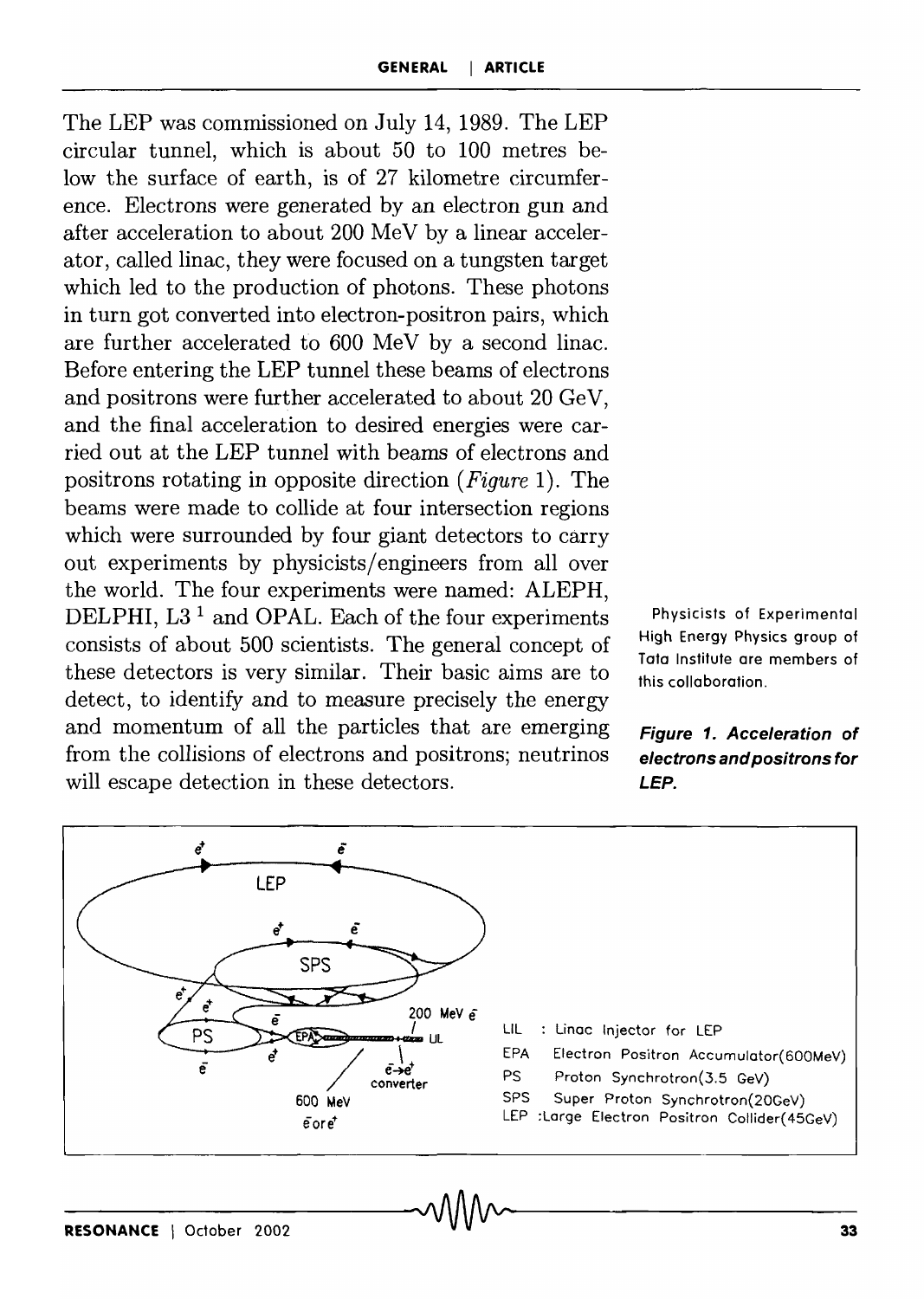The LEP was commissioned on July 14, 1989. The LEP circular tunnel, which is about 50 to 100 metres below the surface of earth, is of 27 kilometre circumference. Electrons were generated by an electron gun and after acceleration to about 200 MeV by a linear accelerator, called linac, they were focused on a tungsten target which led to the production of photons. These photons in turn got converted into electron-positron pairs, which are further accelerated to 600 MeV by a second linac. Before entering the LEP tunnel these beams of electrons and positrons were further accelerated to about 20 GeV, and the final acceleration to desired energies were carried out at the LEP tunnel with beams of electrons and positrons rotating in opposite direction (*Figure* 1). The beams were made to collide at four intersection regions which were surrounded by four giant detectors to carry out experiments by physicists/engineers from all over the world. The four experiments were named: ALEPH, DELPHI, L3 [1] and OPAL. Each of the four experiments consists of about 500 scientists. The general concept of these detectors is very similar. Their basic aims are to detect, to identify and to measure precisely the energy and momentum of all the particles that are emerging from the collisions of electrons and positrons; neutrinos will escape detection in these detectors.

[1] Physicists of Experimental High Energy Physics group of Tata Institute are members of this collaboration.

LIL : Linac Injector for LEP
EPA Electron Positron Accumulator(600MeV)
PS Proton Synchrotron(3.5 GeV)
SPS Super Proton Synchrotron(20GeV)
LEP :Large Electron Positron Collider(45GeV)

**Figure 1. Acceleration of electrons and positrons for LEP.**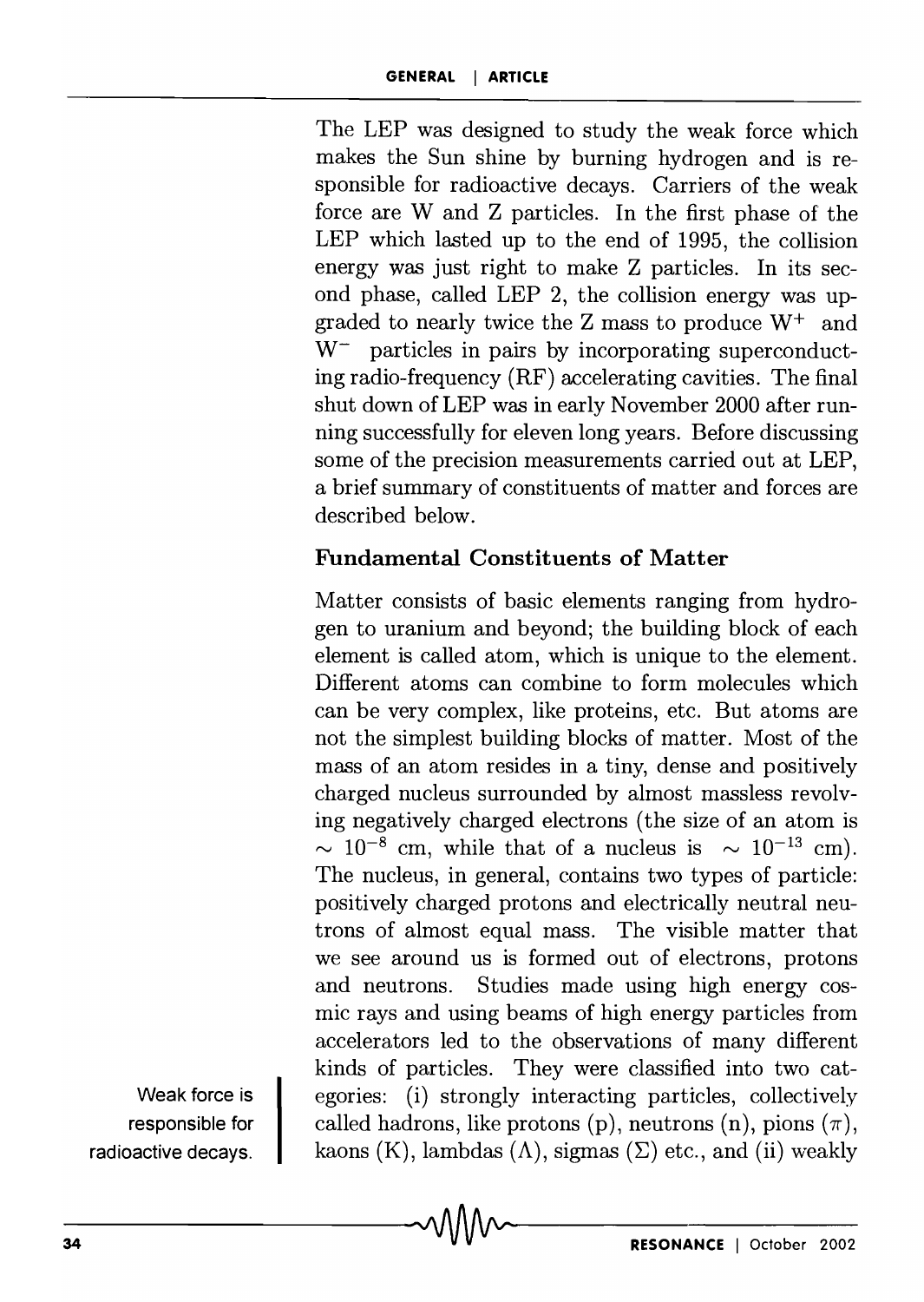The LEP was designed to study the weak force which makes the Sun shine by burning hydrogen and is responsible for radioactive decays. Carriers of the weak force are W and Z particles. In the first phase of the LEP which lasted up to the end of 1995, the collision energy was just right to make Z particles. In its second phase, called LEP 2, the collision energy was upgraded to nearly twice the Z mass to produce $W^+$ and $W^-$ particles in pairs by incorporating superconducting radio-frequency (RF) accelerating cavities. The final shut down of LEP was in early November 2000 after running successfully for eleven long years. Before discussing some of the precision measurements carried out at LEP, a brief summary of constituents of matter and forces are described below.

### Fundamental Constituents of Matter

Matter consists of basic elements ranging from hydrogen to uranium and beyond; the building block of each element is called atom, which is unique to the element. Different atoms can combine to form molecules which can be very complex, like proteins, etc. But atoms are not the simplest building blocks of matter. Most of the mass of an atom resides in a tiny, dense and positively charged nucleus surrounded by almost massless revolving negatively charged electrons (the size of an atom is $\sim 10^{-8}$ cm, while that of a nucleus is $\sim 10^{-13}$ cm). The nucleus, in general, contains two types of particle: positively charged protons and electrically neutral neutrons of almost equal mass. The visible matter that we see around us is formed out of electrons, protons and neutrons. Studies made using high energy cosmic rays and using beams of high energy particles from accelerators led to the observations of many different kinds of particles. They were classified into two categories: (i) strongly interacting particles, collectively called hadrons, like protons (p), neutrons (n), pions ($\pi$), kaons (K), lambdas ($\Lambda$), sigmas ($\Sigma$) etc., and (ii) weakly

Weak force is responsible for radioactive decays.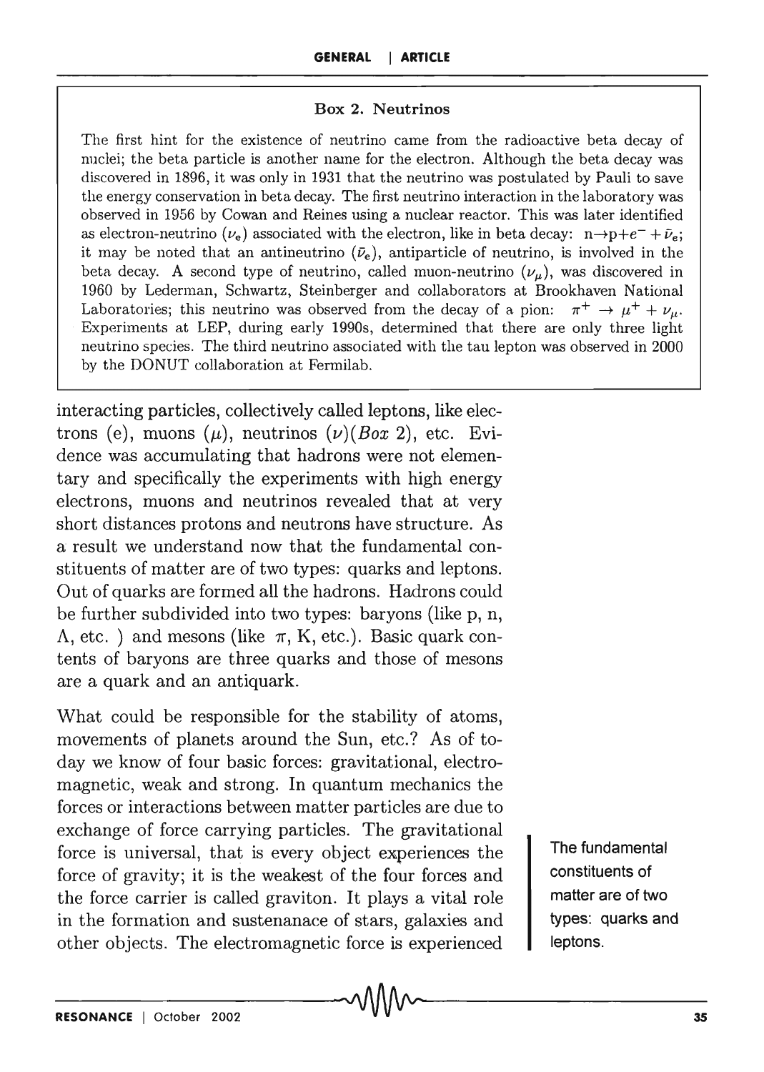**Box 2. Neutrinos**

The first hint for the existence of neutrino came from the radioactive beta decay of nuclei; the beta particle is another name for the electron. Although the beta decay was discovered in 1896, it was only in 1931 that the neutrino was postulated by Pauli to save the energy conservation in beta decay. The first neutrino interaction in the laboratory was observed in 1956 by Cowan and Reines using a nuclear reactor. This was later identified as electron-neutrino ($\nu_e$) associated with the electron, like in beta decay: $n \rightarrow p + e^- + \bar{\nu}_e$; it may be noted that an antineutrino ($\bar{\nu}_e$), antiparticle of neutrino, is involved in the beta decay. A second type of neutrino, called muon-neutrino ($\nu_\mu$), was discovered in 1960 by Lederman, Schwartz, Steinberger and collaborators at Brookhaven National Laboratories; this neutrino was observed from the decay of a pion: $\pi^+ \rightarrow \mu^+ + \nu_\mu$. Experiments at LEP, during early 1990s, determined that there are only three light neutrino species. The third neutrino associated with the tau lepton was observed in 2000 by the DONUT collaboration at Fermilab.

interacting particles, collectively called leptons, like electrons (e), muons ($\mu$), neutrinos ($\nu$)(*Box* 2), etc. Evidence was accumulating that hadrons were not elementary and specifically the experiments with high energy electrons, muons and neutrinos revealed that at very short distances protons and neutrons have structure. As a result we understand now that the fundamental constituents of matter are of two types: quarks and leptons. Out of quarks are formed all the hadrons. Hadrons could be further subdivided into two types: baryons (like p, n, $\Lambda$, etc. ) and mesons (like $\pi$, K, etc.). Basic quark contents of baryons are three quarks and those of mesons are a quark and an antiquark.

The fundamental constituents of matter are of two types: quarks and leptons.

What could be responsible for the stability of atoms, movements of planets around the Sun, etc.? As of today we know of four basic forces: gravitational, electromagnetic, weak and strong. In quantum mechanics the forces or interactions between matter particles are due to exchange of force carrying particles. The gravitational force is universal, that is every object experiences the force of gravity; it is the weakest of the four forces and the force carrier is called graviton. It plays a vital role in the formation and sustenanace of stars, galaxies and other objects. The electromagnetic force is experienced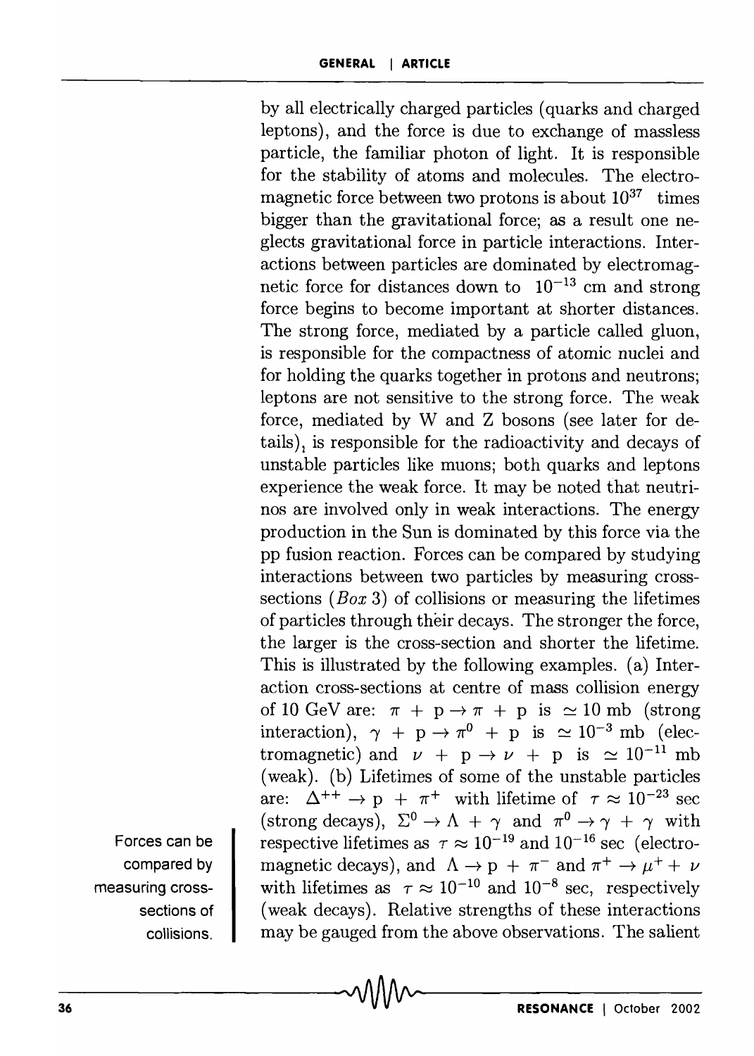by all electrically charged particles (quarks and charged leptons), and the force is due to exchange of massless particle, the familiar photon of light. It is responsible for the stability of atoms and molecules. The electromagnetic force between two protons is about $10^{37}$ times bigger than the gravitational force; as a result one neglects gravitational force in particle interactions. Interactions between particles are dominated by electromagnetic force for distances down to $10^{-13}$ cm and strong force begins to become important at shorter distances. The strong force, mediated by a particle called gluon, is responsible for the compactness of atomic nuclei and for holding the quarks together in protons and neutrons; leptons are not sensitive to the strong force. The weak force, mediated by W and Z bosons (see later for details), is responsible for the radioactivity and decays of unstable particles like muons; both quarks and leptons experience the weak force. It may be noted that neutrinos are involved only in weak interactions. The energy production in the Sun is dominated by this force via the pp fusion reaction. Forces can be compared by studying interactions between two particles by measuring cross-sections (*Box* 3) of collisions or measuring the lifetimes of particles through their decays. The stronger the force, the larger is the cross-section and shorter the lifetime. This is illustrated by the following examples. (a) Interaction cross-sections at centre of mass collision energy of 10 GeV are: $\pi + \mathrm{p} \rightarrow \pi + \mathrm{p}$ is $\simeq 10$ mb (strong interaction), $\gamma + \mathrm{p} \rightarrow \pi^0 + \mathrm{p}$ is $\simeq 10^{-3}$ mb (electromagnetic) and $\nu + \mathrm{p} \rightarrow \nu + \mathrm{p}$ is $\simeq 10^{-11}$ mb (weak). (b) Lifetimes of some of the unstable particles are: $\Delta^{++} \rightarrow \mathrm{p} + \pi^+$ with lifetime of $\tau \approx 10^{-23}$ sec (strong decays), $\Sigma^0 \rightarrow \Lambda + \gamma$ and $\pi^0 \rightarrow \gamma + \gamma$ with respective lifetimes as $\tau \approx 10^{-19}$ and $10^{-16}$ sec (electromagnetic decays), and $\Lambda \rightarrow \mathrm{p} + \pi^-$ and $\pi^+ \rightarrow \mu^+ + \nu$ with lifetimes as $\tau \approx 10^{-10}$ and $10^{-8}$ sec, respectively (weak decays). Relative strengths of these interactions may be gauged from the above observations. The salient

Forces can be compared by measuring cross-sections of collisions.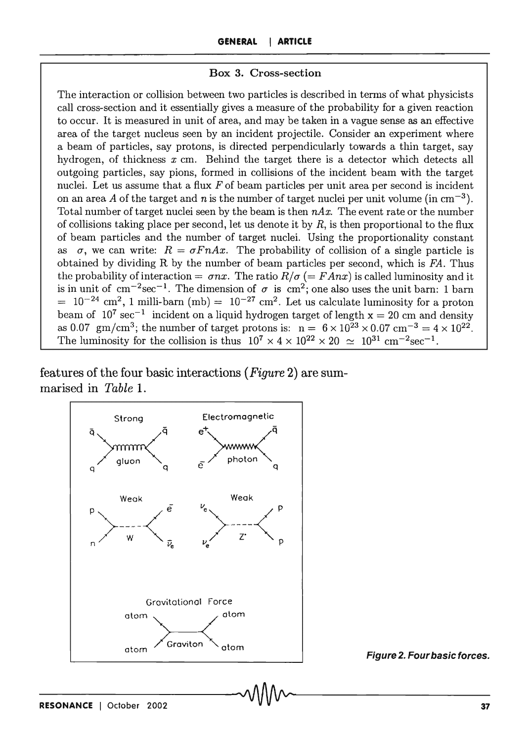### Box 3. Cross-section

The interaction or collision between two particles is described in terms of what physicists call cross-section and it essentially gives a measure of the probability for a given reaction to occur. It is measured in unit of area, and may be taken in a vague sense as an effective area of the target nucleus seen by an incident projectile. Consider an experiment where a beam of particles, say protons, is directed perpendicularly towards a thin target, say hydrogen, of thickness $x$ cm. Behind the target there is a detector which detects all outgoing particles, say pions, formed in collisions of the incident beam with the target nuclei. Let us assume that a flux $F$ of beam particles per unit area per second is incident on an area $A$ of the target and $n$ is the number of target nuclei per unit volume (in $\text{cm}^{-3}$). Total number of target nuclei seen by the beam is then $nAx$. The event rate or the number of collisions taking place per second, let us denote it by $R$, is then proportional to the flux of beam particles and the number of target nuclei. Using the proportionality constant as $\sigma$, we can write: $R = \sigma FnAx$. The probability of collision of a single particle is obtained by dividing R by the number of beam particles per second, which is $FA$. Thus the probability of interaction $= \sigma nx$. The ratio $R/\sigma$ $(= FAnx)$ is called luminosity and it is in unit of $\text{cm}^{-2}\text{sec}^{-1}$. The dimension of $\sigma$ is $\text{cm}^2$; one also uses the unit barn: 1 barn $= 10^{-24}$ $\text{cm}^2$, 1 milli-barn (mb) $= 10^{-27}$ $\text{cm}^2$. Let us calculate luminosity for a proton beam of $10^7$ $\text{sec}^{-1}$ incident on a liquid hydrogen target of length x = 20 cm and density as 0.07 gm/cm$^3$; the number of target protons is: $n = 6 \times 10^{23} \times 0.07$ $\text{cm}^{-3} = 4 \times 10^{22}$. The luminosity for the collision is thus $10^7 \times 4 \times 10^{22} \times 20 \simeq 10^{31}$ $\text{cm}^{-2}\text{sec}^{-1}$.

features of the four basic interactions (*Figure* 2) are summarised in *Table* 1.

Strong: $q$, $\bar{q}$ — gluon — $\bar{q}$, $q$

Electromagnetic: $e^+$, $\bar{e}$ — photon — $\bar{q}$, $q$

Weak: p, n — W — $\bar{e}$, $\bar{\nu}_e$

Weak: $\nu_e$, $\nu_e$ — Z° — p, p

Gravitational Force: atom, atom — Graviton — atom, atom

*Figure 2. Four basic forces.*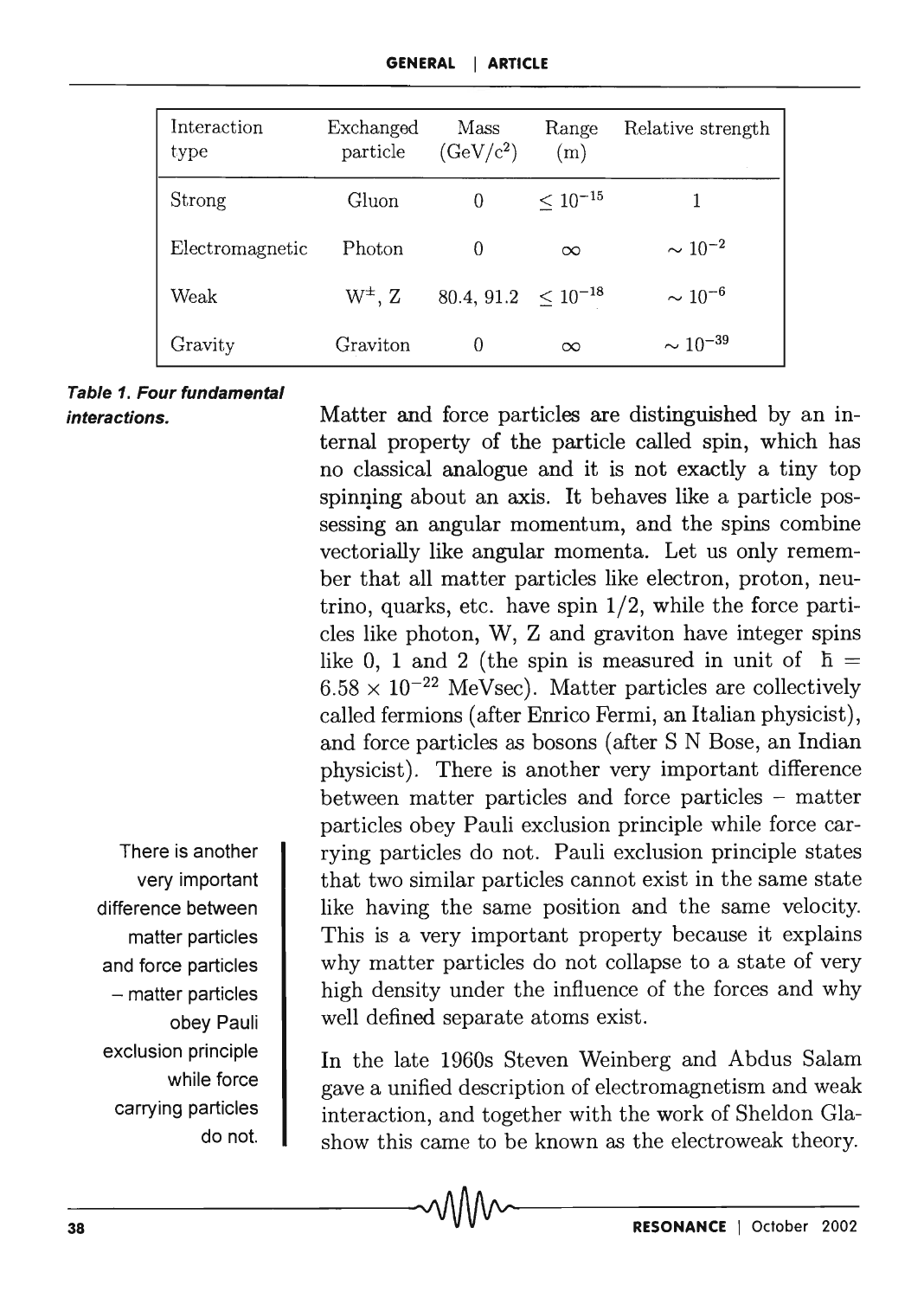| Interaction type | Exchanged particle | Mass ($GeV/c^2$) | Range (m) | Relative strength |
|---|---|---|---|---|
| Strong | Gluon | 0 | $\leq 10^{-15}$ | 1 |
| Electromagnetic | Photon | 0 | $\infty$ | $\sim 10^{-2}$ |
| Weak | $W^{\pm}$, Z | 80.4, 91.2 | $\leq 10^{-18}$ | $\sim 10^{-6}$ |
| Gravity | Graviton | 0 | $\infty$ | $\sim 10^{-39}$ |

***Table 1. Four fundamental interactions.***

Matter and force particles are distinguished by an internal property of the particle called spin, which has no classical analogue and it is not exactly a tiny top spinning about an axis. It behaves like a particle possessing an angular momentum, and the spins combine vectorially like angular momenta. Let us only remember that all matter particles like electron, proton, neutrino, quarks, etc. have spin 1/2, while the force particles like photon, W, Z and graviton have integer spins like 0, 1 and 2 (the spin is measured in unit of $\hbar = 6.58 \times 10^{-22}$ MeVsec). Matter particles are collectively called fermions (after Enrico Fermi, an Italian physicist), and force particles as bosons (after S N Bose, an Indian physicist). There is another very important difference between matter particles and force particles – matter particles obey Pauli exclusion principle while force carrying particles do not. Pauli exclusion principle states that two similar particles cannot exist in the same state like having the same position and the same velocity. This is a very important property because it explains why matter particles do not collapse to a state of very high density under the influence of the forces and why well defined separate atoms exist.

There is another very important difference between matter particles and force particles – matter particles obey Pauli exclusion principle while force carrying particles do not.

In the late 1960s Steven Weinberg and Abdus Salam gave a unified description of electromagnetism and weak interaction, and together with the work of Sheldon Glashow this came to be known as the electroweak theory.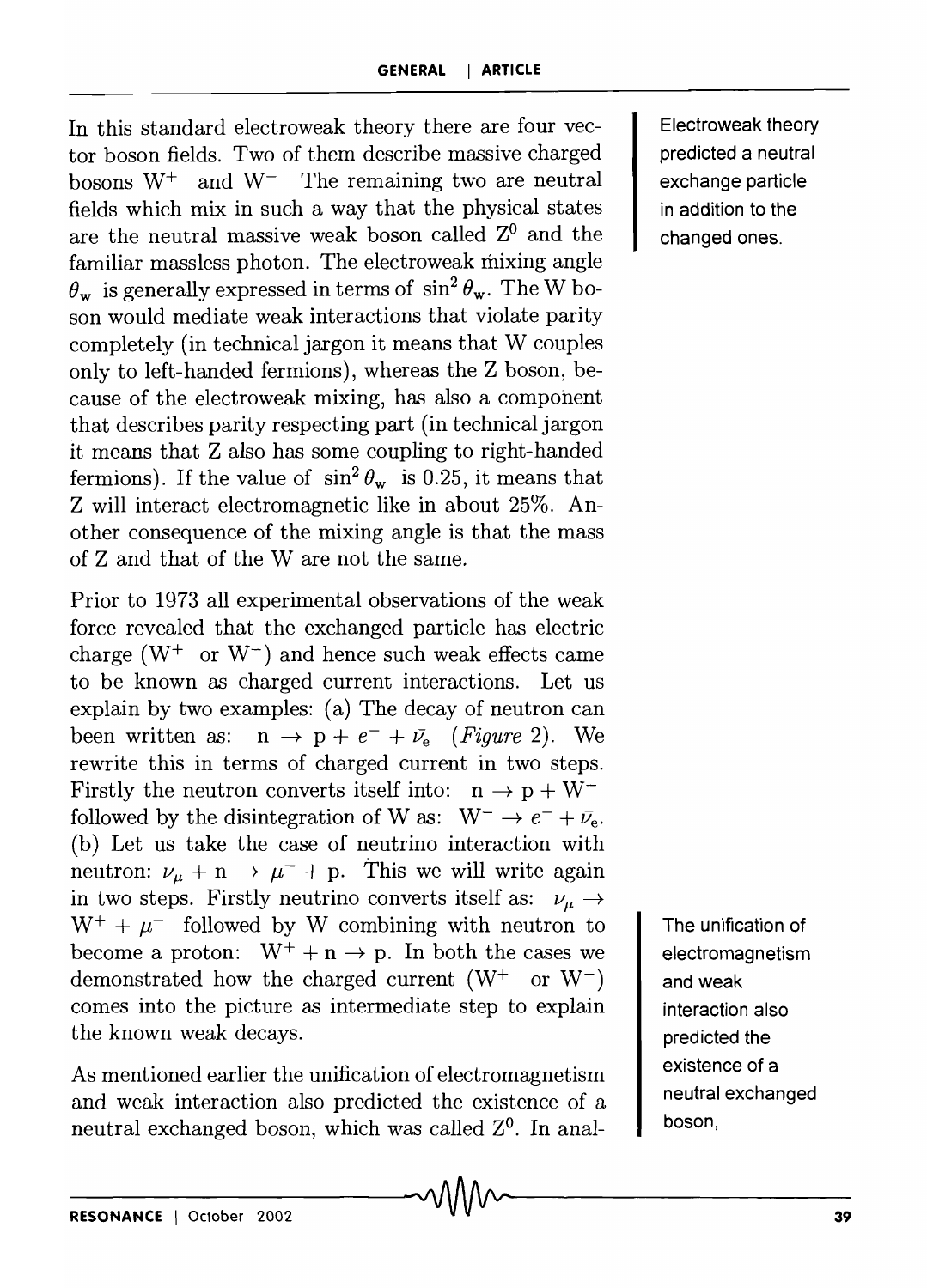In this standard electroweak theory there are four vector boson fields. Two of them describe massive charged bosons $W^+$ and $W^-$ The remaining two are neutral fields which mix in such a way that the physical states are the neutral massive weak boson called $Z^0$ and the familiar massless photon. The electroweak mixing angle $\theta_w$ is generally expressed in terms of $\sin^2\theta_w$. The W boson would mediate weak interactions that violate parity completely (in technical jargon it means that W couples only to left-handed fermions), whereas the Z boson, because of the electroweak mixing, has also a component that describes parity respecting part (in technical jargon it means that Z also has some coupling to right-handed fermions). If the value of $\sin^2\theta_w$ is 0.25, it means that Z will interact electromagnetic like in about 25%. Another consequence of the mixing angle is that the mass of Z and that of the W are not the same.

Electroweak theory predicted a neutral exchange particle in addition to the changed ones.

Prior to 1973 all experimental observations of the weak force revealed that the exchanged particle has electric charge ($W^+$ or $W^-$) and hence such weak effects came to be known as charged current interactions. Let us explain by two examples: (a) The decay of neutron can been written as: $n \rightarrow p + e^- + \bar{\nu_e}$ (*Figure* 2). We rewrite this in terms of charged current in two steps. Firstly the neutron converts itself into: $n \rightarrow p + W^-$ followed by the disintegration of W as: $W^- \rightarrow e^- + \bar{\nu_e}$. (b) Let us take the case of neutrino interaction with neutron: $\nu_\mu + n \rightarrow \mu^- + p$. This we will write again in two steps. Firstly neutrino converts itself as: $\nu_\mu \rightarrow W^+ + \mu^-$ followed by W combining with neutron to become a proton: $W^+ + n \rightarrow p$. In both the cases we demonstrated how the charged current ($W^+$ or $W^-$) comes into the picture as intermediate step to explain the known weak decays.

The unification of electromagnetism and weak interaction also predicted the existence of a neutral exchanged boson,

As mentioned earlier the unification of electromagnetism and weak interaction also predicted the existence of a neutral exchanged boson, which was called $Z^0$. In anal-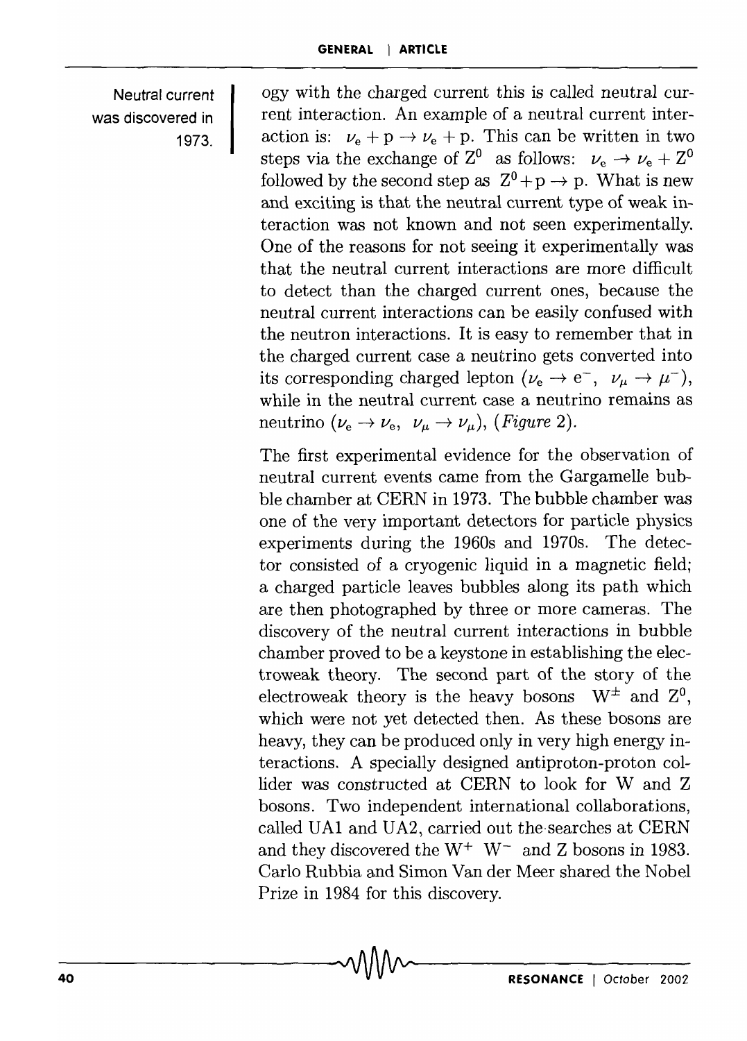Neutral current was discovered in 1973.

ogy with the charged current this is called neutral current interaction. An example of a neutral current interaction is: $\nu_e + p \rightarrow \nu_e + p$. This can be written in two steps via the exchange of $Z^0$ as follows: $\nu_e \rightarrow \nu_e + Z^0$ followed by the second step as $Z^0 + p \rightarrow p$. What is new and exciting is that the neutral current type of weak interaction was not known and not seen experimentally. One of the reasons for not seeing it experimentally was that the neutral current interactions are more difficult to detect than the charged current ones, because the neutral current interactions can be easily confused with the neutron interactions. It is easy to remember that in the charged current case a neutrino gets converted into its corresponding charged lepton ($\nu_e \rightarrow e^-$, $\nu_\mu \rightarrow \mu^-$), while in the neutral current case a neutrino remains as neutrino ($\nu_e \rightarrow \nu_e$, $\nu_\mu \rightarrow \nu_\mu$), (*Figure* 2).

The first experimental evidence for the observation of neutral current events came from the Gargamelle bubble chamber at CERN in 1973. The bubble chamber was one of the very important detectors for particle physics experiments during the 1960s and 1970s. The detector consisted of a cryogenic liquid in a magnetic field; a charged particle leaves bubbles along its path which are then photographed by three or more cameras. The discovery of the neutral current interactions in bubble chamber proved to be a keystone in establishing the electroweak theory. The second part of the story of the electroweak theory is the heavy bosons $W^{\pm}$ and $Z^0$, which were not yet detected then. As these bosons are heavy, they can be produced only in very high energy interactions. A specially designed antiproton-proton collider was constructed at CERN to look for W and Z bosons. Two independent international collaborations, called UA1 and UA2, carried out the searches at CERN and they discovered the $W^+$ $W^-$ and Z bosons in 1983. Carlo Rubbia and Simon Van der Meer shared the Nobel Prize in 1984 for this discovery.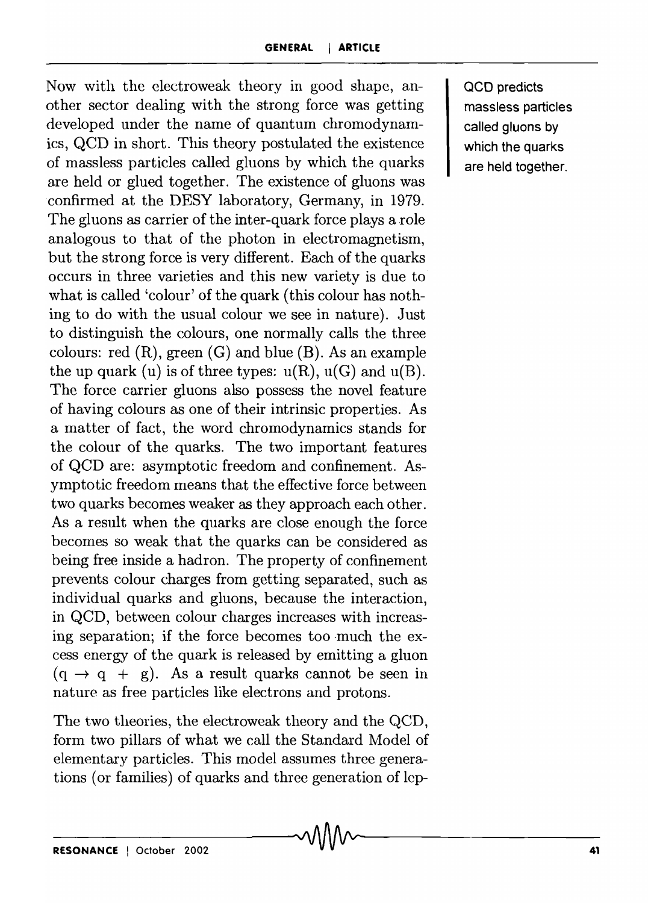Now with the electroweak theory in good shape, another sector dealing with the strong force was getting developed under the name of quantum chromodynamics, QCD in short. This theory postulated the existence of massless particles called gluons by which the quarks are held or glued together. The existence of gluons was confirmed at the DESY laboratory, Germany, in 1979. The gluons as carrier of the inter-quark force plays a role analogous to that of the photon in electromagnetism, but the strong force is very different. Each of the quarks occurs in three varieties and this new variety is due to what is called 'colour' of the quark (this colour has nothing to do with the usual colour we see in nature). Just to distinguish the colours, one normally calls the three colours: red (R), green (G) and blue (B). As an example the up quark (u) is of three types: u(R), u(G) and u(B). The force carrier gluons also possess the novel feature of having colours as one of their intrinsic properties. As a matter of fact, the word chromodynamics stands for the colour of the quarks. The two important features of QCD are: asymptotic freedom and confinement. Asymptotic freedom means that the effective force between two quarks becomes weaker as they approach each other. As a result when the quarks are close enough the force becomes so weak that the quarks can be considered as being free inside a hadron. The property of confinement prevents colour charges from getting separated, such as individual quarks and gluons, because the interaction, in QCD, between colour charges increases with increasing separation; if the force becomes too much the excess energy of the quark is released by emitting a gluon ($q \rightarrow q + g$). As a result quarks cannot be seen in nature as free particles like electrons and protons.

> QCD predicts massless particles called gluons by which the quarks are held together.

The two theories, the electroweak theory and the QCD, form two pillars of what we call the Standard Model of elementary particles. This model assumes three generations (or families) of quarks and three generation of lep-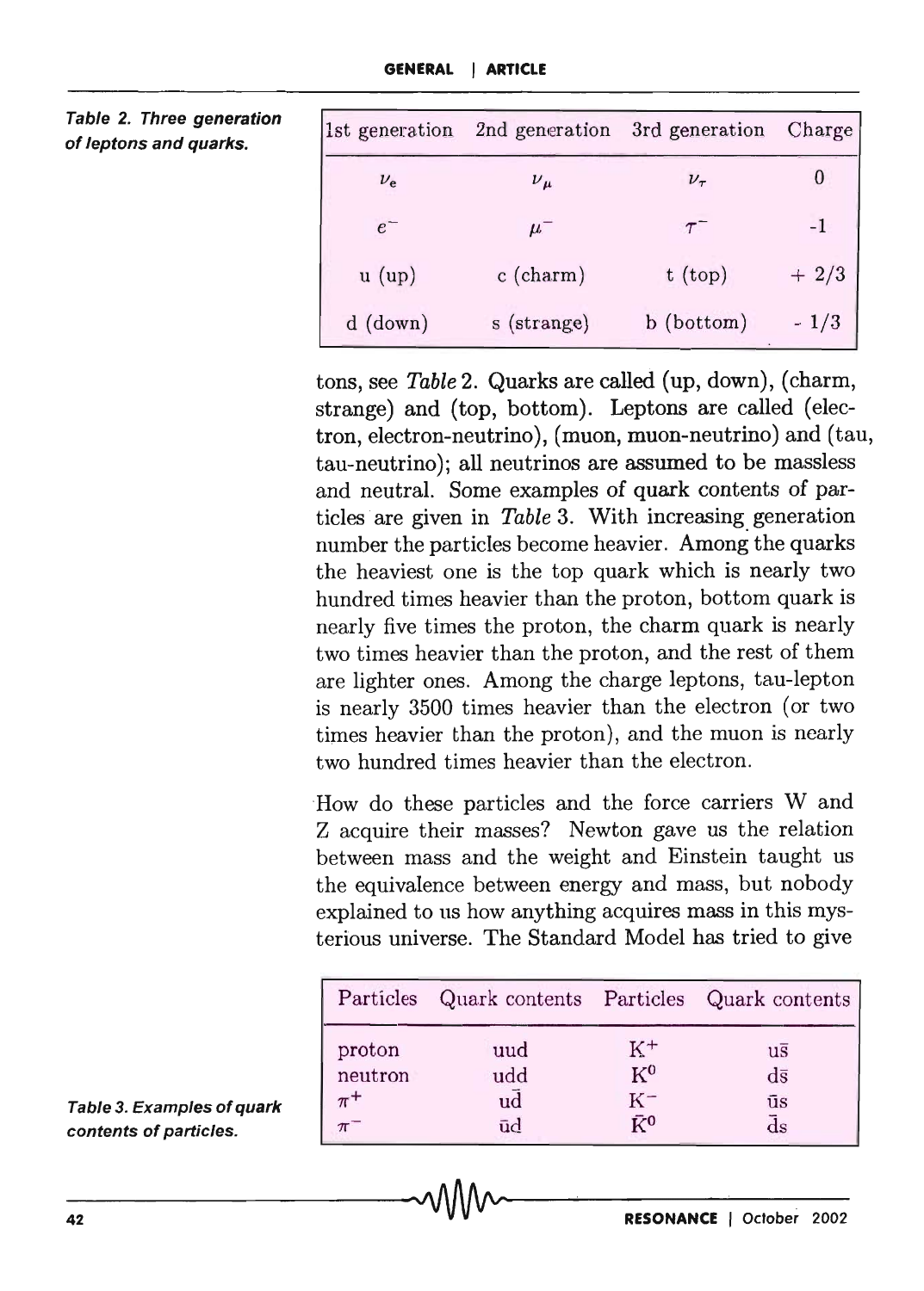Table 2. Three generation of leptons and quarks.

| 1st generation | 2nd generation | 3rd generation | Charge |
|---|---|---|---|
| $\nu_e$ | $\nu_\mu$ | $\nu_\tau$ | 0 |
| $e^-$ | $\mu^-$ | $\tau^-$ | -1 |
| u (up) | c (charm) | t (top) | + 2/3 |
| d (down) | s (strange) | b (bottom) | - 1/3 |

tons, see *Table* 2. Quarks are called (up, down), (charm, strange) and (top, bottom). Leptons are called (electron, electron-neutrino), (muon, muon-neutrino) and (tau, tau-neutrino); all neutrinos are assumed to be massless and neutral. Some examples of quark contents of particles are given in *Table* 3. With increasing generation number the particles become heavier. Among the quarks the heaviest one is the top quark which is nearly two hundred times heavier than the proton, bottom quark is nearly five times the proton, the charm quark is nearly two times heavier than the proton, and the rest of them are lighter ones. Among the charge leptons, tau-lepton is nearly 3500 times heavier than the electron (or two times heavier than the proton), and the muon is nearly two hundred times heavier than the electron.

How do these particles and the force carriers W and Z acquire their masses? Newton gave us the relation between mass and the weight and Einstein taught us the equivalence between energy and mass, but nobody explained to us how anything acquires mass in this mysterious universe. The Standard Model has tried to give

Table 3. Examples of quark contents of particles.

| Particles | Quark contents | Particles | Quark contents |
|---|---|---|---|
| proton | uud | $K^+$ | $u\bar{s}$ |
| neutron | udd | $K^0$ | $d\bar{s}$ |
| $\pi^+$ | $u\bar{d}$ | $K^-$ | $\bar{u}s$ |
| $\pi^-$ | $\bar{u}d$ | $\bar{K}^0$ | $\bar{d}s$ |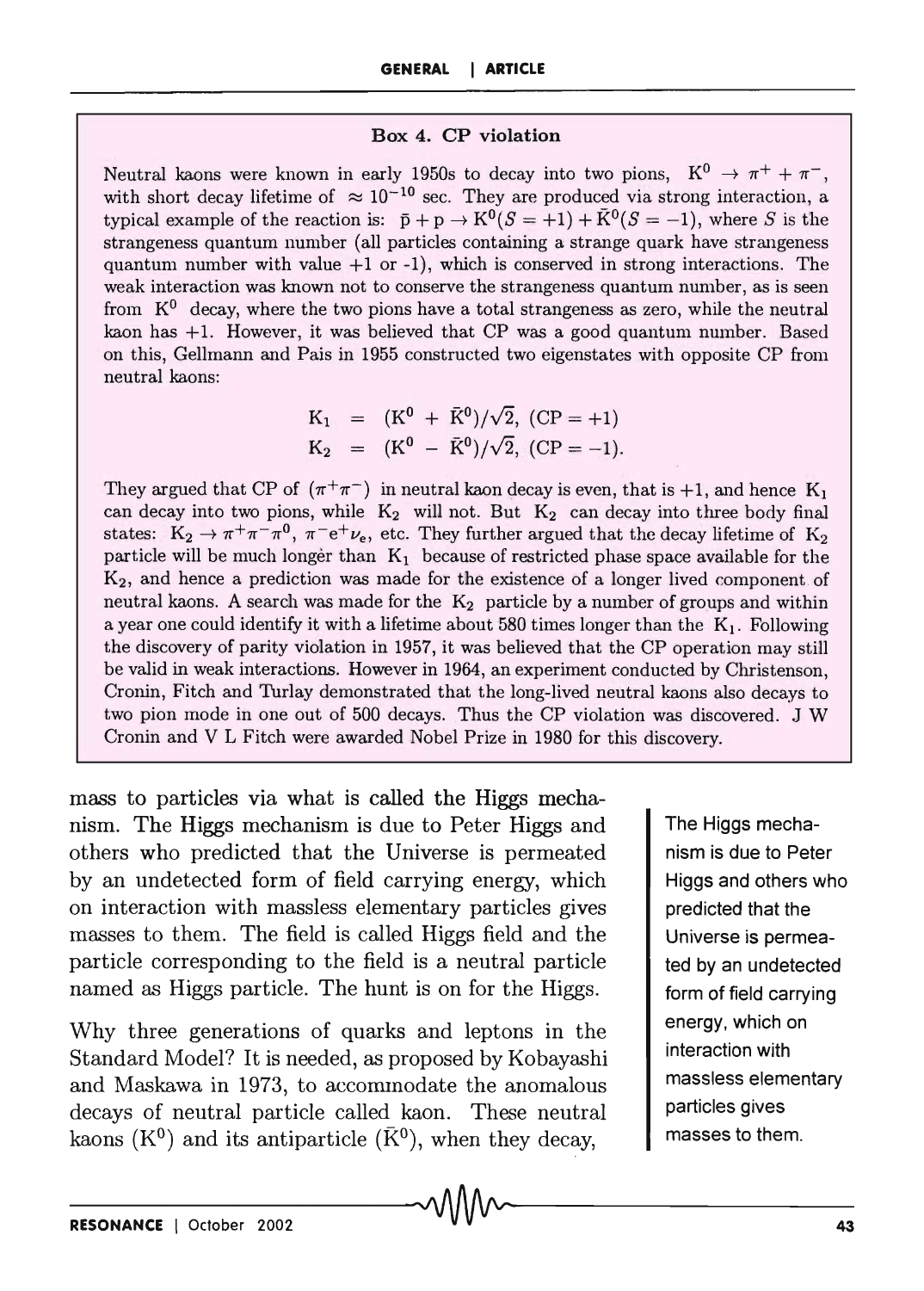### Box 4. CP violation

Neutral kaons were known in early 1950s to decay into two pions, $K^0 \rightarrow \pi^+ + \pi^-$, with short decay lifetime of $\approx 10^{-10}$ sec. They are produced via strong interaction, a typical example of the reaction is: $\bar{p} + p \rightarrow K^0(S = +1) + \bar{K}^0(S = -1)$, where $S$ is the strangeness quantum number (all particles containing a strange quark have strangeness quantum number with value +1 or -1), which is conserved in strong interactions. The weak interaction was known not to conserve the strangeness quantum number, as is seen from $K^0$ decay, where the two pions have a total strangeness as zero, while the neutral kaon has +1. However, it was believed that CP was a good quantum number. Based on this, Gellmann and Pais in 1955 constructed two eigenstates with opposite CP from neutral kaons:

$$K_1 = (K^0 + \bar{K}^0)/\sqrt{2}, \ (CP = +1)$$
$$K_2 = (K^0 - \bar{K}^0)/\sqrt{2}, \ (CP = -1).$$

They argued that CP of $(\pi^+\pi^-)$ in neutral kaon decay is even, that is +1, and hence $K_1$ can decay into two pions, while $K_2$ will not. But $K_2$ can decay into three body final states: $K_2 \rightarrow \pi^+\pi^-\pi^0$, $\pi^-e^+\nu_e$, etc. They further argued that the decay lifetime of $K_2$ particle will be much longer than $K_1$ because of restricted phase space available for the $K_2$, and hence a prediction was made for the existence of a longer lived component of neutral kaons. A search was made for the $K_2$ particle by a number of groups and within a year one could identify it with a lifetime about 580 times longer than the $K_1$. Following the discovery of parity violation in 1957, it was believed that the CP operation may still be valid in weak interactions. However in 1964, an experiment conducted by Christenson, Cronin, Fitch and Turlay demonstrated that the long-lived neutral kaons also decays to two pion mode in one out of 500 decays. Thus the CP violation was discovered. J W Cronin and V L Fitch were awarded Nobel Prize in 1980 for this discovery.

mass to particles via what is called the Higgs mechanism. The Higgs mechanism is due to Peter Higgs and others who predicted that the Universe is permeated by an undetected form of field carrying energy, which on interaction with massless elementary particles gives masses to them. The field is called Higgs field and the particle corresponding to the field is a neutral particle named as Higgs particle. The hunt is on for the Higgs.

> The Higgs mechanism is due to Peter Higgs and others who predicted that the Universe is permeated by an undetected form of field carrying energy, which on interaction with massless elementary particles gives masses to them.

Why three generations of quarks and leptons in the Standard Model? It is needed, as proposed by Kobayashi and Maskawa in 1973, to accommodate the anomalous decays of neutral particle called kaon. These neutral kaons ($K^0$) and its antiparticle ($\bar{K}^0$), when they decay,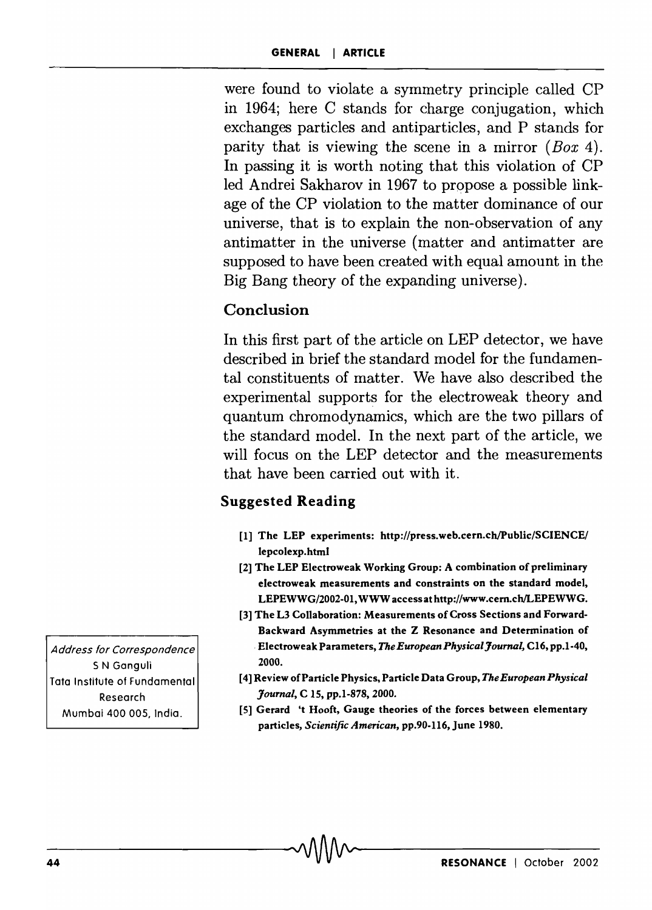were found to violate a symmetry principle called CP in 1964; here C stands for charge conjugation, which exchanges particles and antiparticles, and P stands for parity that is viewing the scene in a mirror (*Box* 4). In passing it is worth noting that this violation of CP led Andrei Sakharov in 1967 to propose a possible linkage of the CP violation to the matter dominance of our universe, that is to explain the non-observation of any antimatter in the universe (matter and antimatter are supposed to have been created with equal amount in the Big Bang theory of the expanding universe).

## Conclusion

In this first part of the article on LEP detector, we have described in brief the standard model for the fundamental constituents of matter. We have also described the experimental supports for the electroweak theory and quantum chromodynamics, which are the two pillars of the standard model. In the next part of the article, we will focus on the LEP detector and the measurements that have been carried out with it.

## Suggested Reading

**[1] The LEP experiments: http://press.web.cern.ch/Public/SCIENCE/lepcolexp.html**

**[2] The LEP Electroweak Working Group: A combination of preliminary electroweak measurements and constraints on the standard model, LEPEWWG/2002-01, WWW access at http://www.cern.ch/LEPEWWG.**

**[3] The L3 Collaboration: Measurements of Cross Sections and Forward-Backward Asymmetries at the Z Resonance and Determination of Electroweak Parameters, *The European Physical Journal*, C16, pp.1-40, 2000.**

**[4] Review of Particle Physics, Particle Data Group, *The European Physical Journal*, C 15, pp.1-878, 2000.**

**[5] Gerard 't Hooft, Gauge theories of the forces between elementary particles, *Scientific American*, pp.90-116, June 1980.**

*Address for Correspondence*
S N Ganguli
Tata Institute of Fundamental Research
Mumbai 400 005, India.